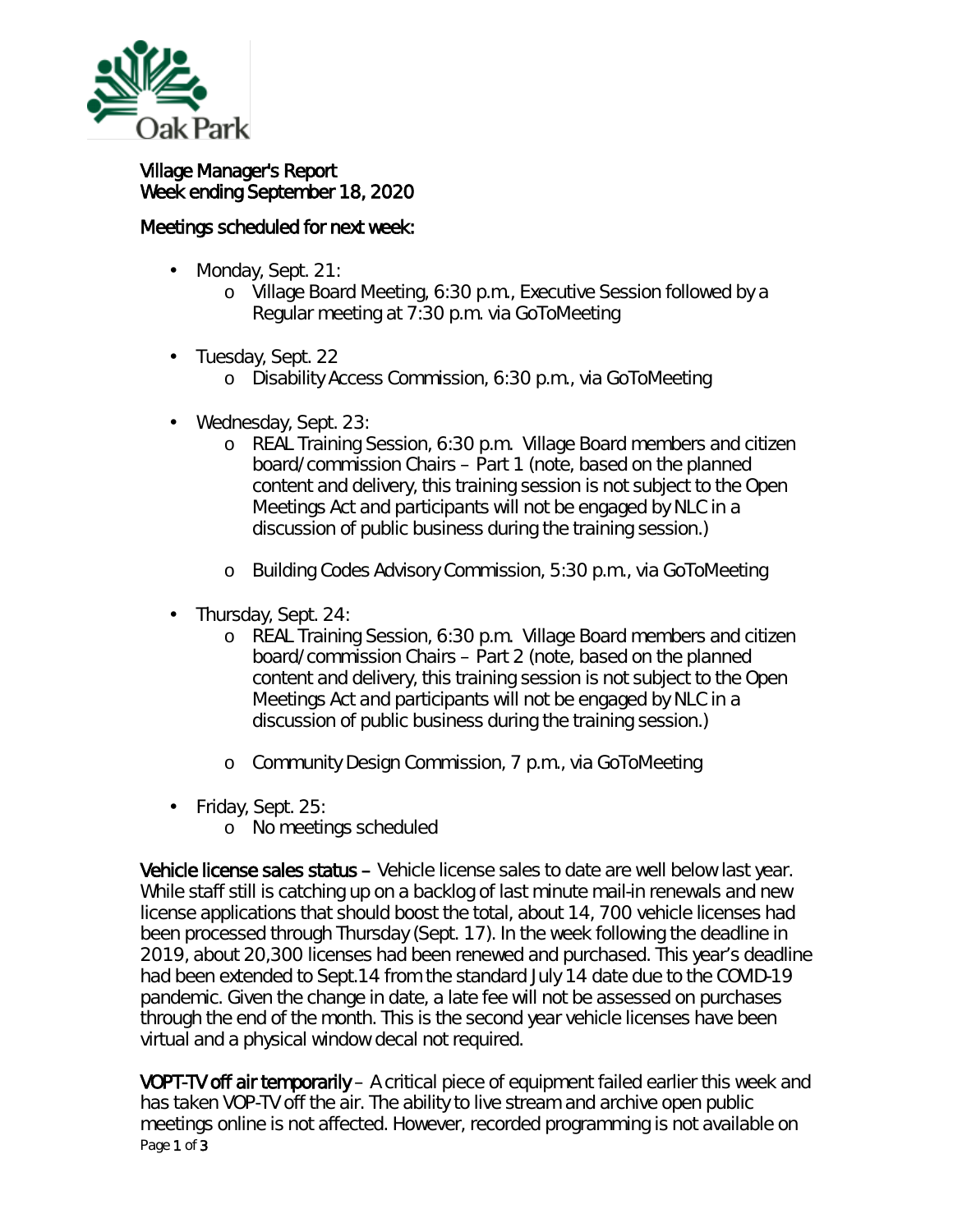Village Manager's Report
Week ending September 18, 2020

Meetings scheduled for next week:

- Monday, Sept. 21:
  - Village Board Meeting, 6:30 p.m., Executive Session followed by a Regular meeting at 7:30 p.m. via GoToMeeting
- Tuesday, Sept. 22
  - Disability Access Commission, 6:30 p.m., via GoToMeeting
- Wednesday, Sept. 23:
  - REAL Training Session, 6:30 p.m. Village Board members and citizen board/commission Chairs – Part 1 (note, based on the planned content and delivery, this training session is not subject to the Open Meetings Act and participants will not be engaged by NLC in a discussion of public business during the training session.)
  - Building Codes Advisory Commission, 5:30 p.m., via GoToMeeting
- Thursday, Sept. 24:
  - REAL Training Session, 6:30 p.m. Village Board members and citizen board/commission Chairs – Part 2 (note, based on the planned content and delivery, this training session is not subject to the Open Meetings Act and participants will not be engaged by NLC in a discussion of public business during the training session.)
  - Community Design Commission, 7 p.m., via GoToMeeting
- Friday, Sept. 25:
  - No meetings scheduled

**Vehicle license sales status –** Vehicle license sales to date are well below last year. While staff still is catching up on a backlog of last minute mail-in renewals and new license applications that should boost the total, about 14, 700 vehicle licenses had been processed through Thursday (Sept. 17). In the week following the deadline in 2019, about 20,300 licenses had been renewed and purchased. This year's deadline had been extended to Sept.14 from the standard July 14 date due to the COVID-19 pandemic. Given the change in date, a late fee will not be assessed on purchases through the end of the month. This is the second year vehicle licenses have been virtual and a physical window decal not required.

**VOPT-TV off air temporarily** – A critical piece of equipment failed earlier this week and has taken VOP-TV off the air. The ability to live stream and archive open public meetings online is not affected. However, recorded programming is not available on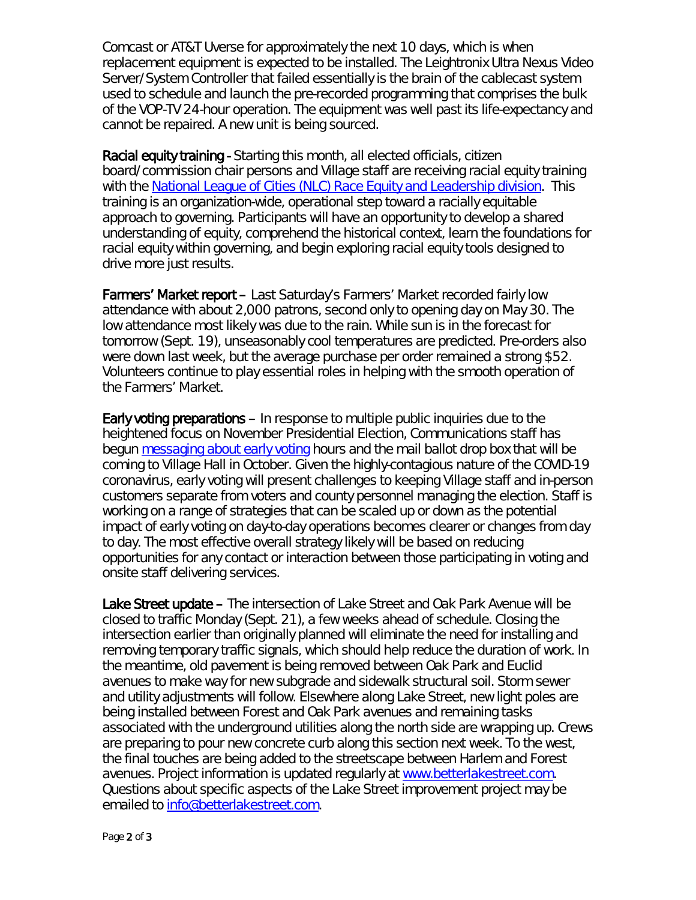Comcast or AT&T Uverse for approximately the next 10 days, which is when replacement equipment is expected to be installed. The Leightronix Ultra Nexus Video Server/System Controller that failed essentially is the brain of the cablecast system used to schedule and launch the pre-recorded programming that comprises the bulk of the VOP-TV 24-hour operation. The equipment was well past its life-expectancy and cannot be repaired. A new unit is being sourced.

**Racial equity training** - Starting this month, all elected officials, citizen board/commission chair persons and Village staff are receiving racial equity training with the [National League of Cities (NLC) Race Equity and Leadership division](). This training is an organization-wide, operational step toward a racially equitable approach to governing. Participants will have an opportunity to develop a shared understanding of equity, comprehend the historical context, learn the foundations for racial equity within governing, and begin exploring racial equity tools designed to drive more just results.

**Farmers' Market report** – Last Saturday's Farmers' Market recorded fairly low attendance with about 2,000 patrons, second only to opening day on May 30. The low attendance most likely was due to the rain. While sun is in the forecast for tomorrow (Sept. 19), unseasonably cool temperatures are predicted. Pre-orders also were down last week, but the average purchase per order remained a strong $52. Volunteers continue to play essential roles in helping with the smooth operation of the Farmers' Market.

**Early voting preparations** – In response to multiple public inquiries due to the heightened focus on November Presidential Election, Communications staff has begun [messaging about early voting]() hours and the mail ballot drop box that will be coming to Village Hall in October. Given the highly-contagious nature of the COVID-19 coronavirus, early voting will present challenges to keeping Village staff and in-person customers separate from voters and county personnel managing the election. Staff is working on a range of strategies that can be scaled up or down as the potential impact of early voting on day-to-day operations becomes clearer or changes from day to day. The most effective overall strategy likely will be based on reducing opportunities for any contact or interaction between those participating in voting and onsite staff delivering services.

**Lake Street update** – The intersection of Lake Street and Oak Park Avenue will be closed to traffic Monday (Sept. 21), a few weeks ahead of schedule. Closing the intersection earlier than originally planned will eliminate the need for installing and removing temporary traffic signals, which should help reduce the duration of work. In the meantime, old pavement is being removed between Oak Park and Euclid avenues to make way for new subgrade and sidewalk structural soil. Storm sewer and utility adjustments will follow. Elsewhere along Lake Street, new light poles are being installed between Forest and Oak Park avenues and remaining tasks associated with the underground utilities along the north side are wrapping up. Crews are preparing to pour new concrete curb along this section next week. To the west, the final touches are being added to the streetscape between Harlem and Forest avenues. Project information is updated regularly at [www.betterlakestreet.com](www.betterlakestreet.com). Questions about specific aspects of the Lake Street improvement project may be emailed to [info@betterlakestreet.com](mailto:info@betterlakestreet.com).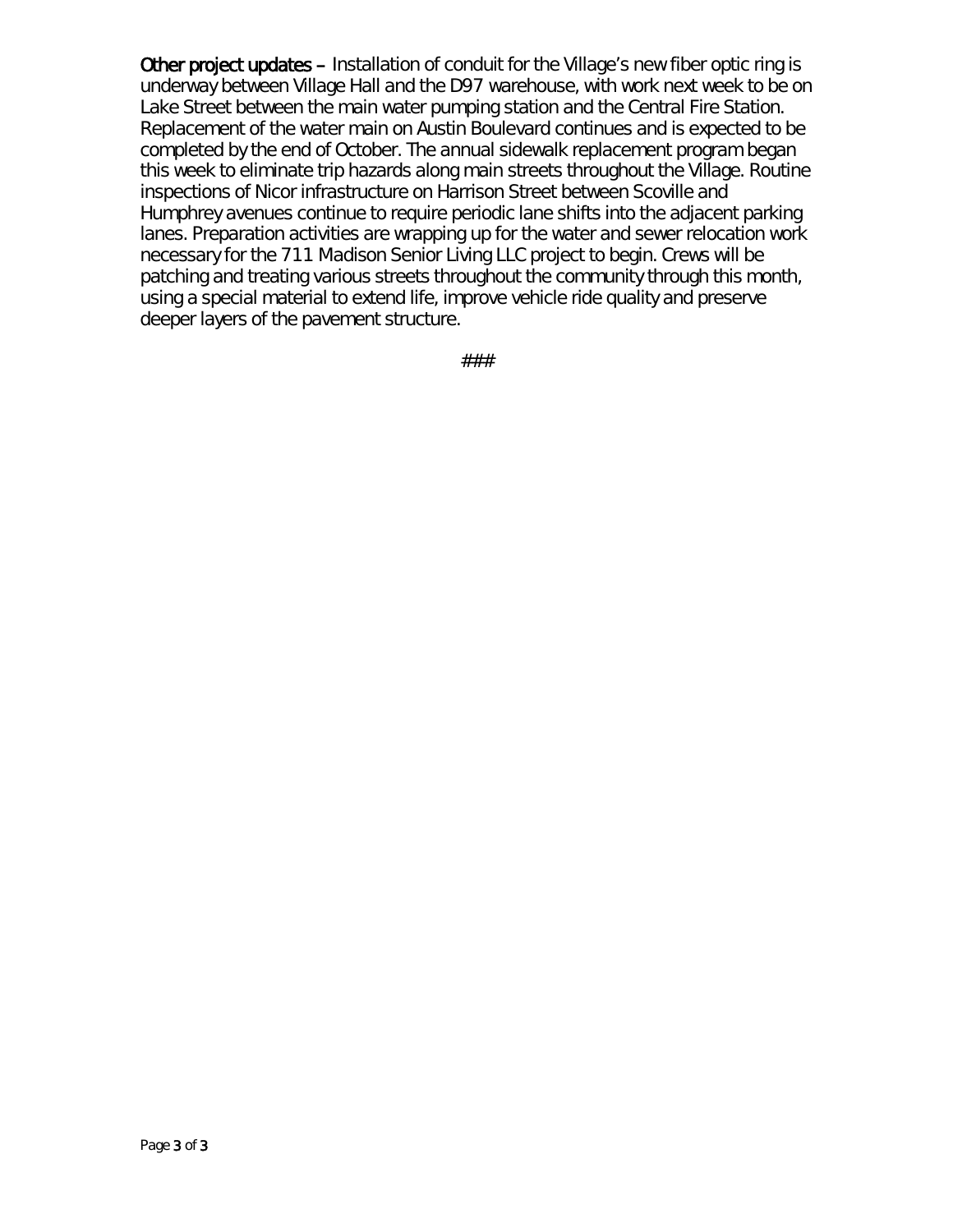**Other project updates –** Installation of conduit for the Village's new fiber optic ring is underway between Village Hall and the D97 warehouse, with work next week to be on Lake Street between the main water pumping station and the Central Fire Station. Replacement of the water main on Austin Boulevard continues and is expected to be completed by the end of October. The annual sidewalk replacement program began this week to eliminate trip hazards along main streets throughout the Village. Routine inspections of Nicor infrastructure on Harrison Street between Scoville and Humphrey avenues continue to require periodic lane shifts into the adjacent parking lanes. Preparation activities are wrapping up for the water and sewer relocation work necessary for the 711 Madison Senior Living LLC project to begin. Crews will be patching and treating various streets throughout the community through this month, using a special material to extend life, improve vehicle ride quality and preserve deeper layers of the pavement structure.

###